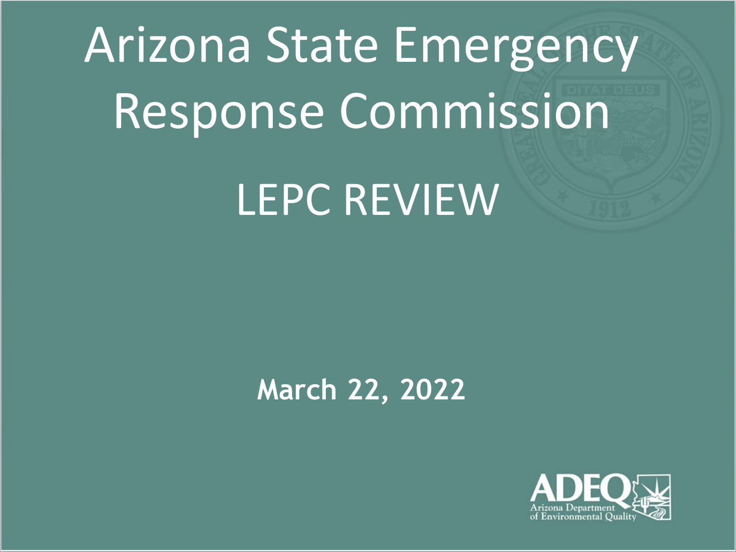# Arizona State Emergency Response Commission

## LEPC REVIEW

**March 22, 2022**

ADEQ
Arizona Department of Environmental Quality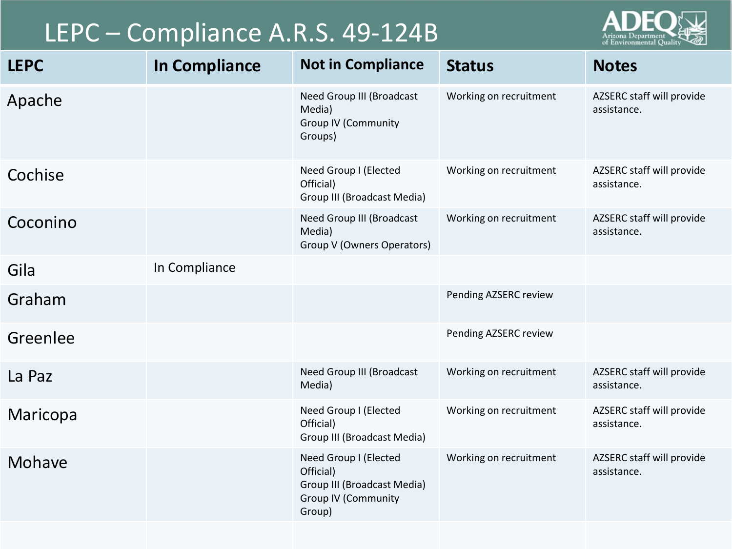# LEPC – Compliance A.R.S. 49-124B

| LEPC | In Compliance | Not in Compliance | Status | Notes |
|---|---|---|---|---|
| Apache | | Need Group III (Broadcast Media)<br>Group IV (Community Groups) | Working on recruitment | AZSERC staff will provide assistance. |
| Cochise | | Need Group I (Elected Official)<br>Group III (Broadcast Media) | Working on recruitment | AZSERC staff will provide assistance. |
| Coconino | | Need Group III (Broadcast Media)<br>Group V (Owners Operators) | Working on recruitment | AZSERC staff will provide assistance. |
| Gila | In Compliance | | | |
| Graham | | | Pending AZSERC review | |
| Greenlee | | | Pending AZSERC review | |
| La Paz | | Need Group III (Broadcast Media) | Working on recruitment | AZSERC staff will provide assistance. |
| Maricopa | | Need Group I (Elected Official)<br>Group III (Broadcast Media) | Working on recruitment | AZSERC staff will provide assistance. |
| Mohave | | Need Group I (Elected Official)<br>Group III (Broadcast Media)<br>Group IV (Community Group) | Working on recruitment | AZSERC staff will provide assistance. |
| | | | | |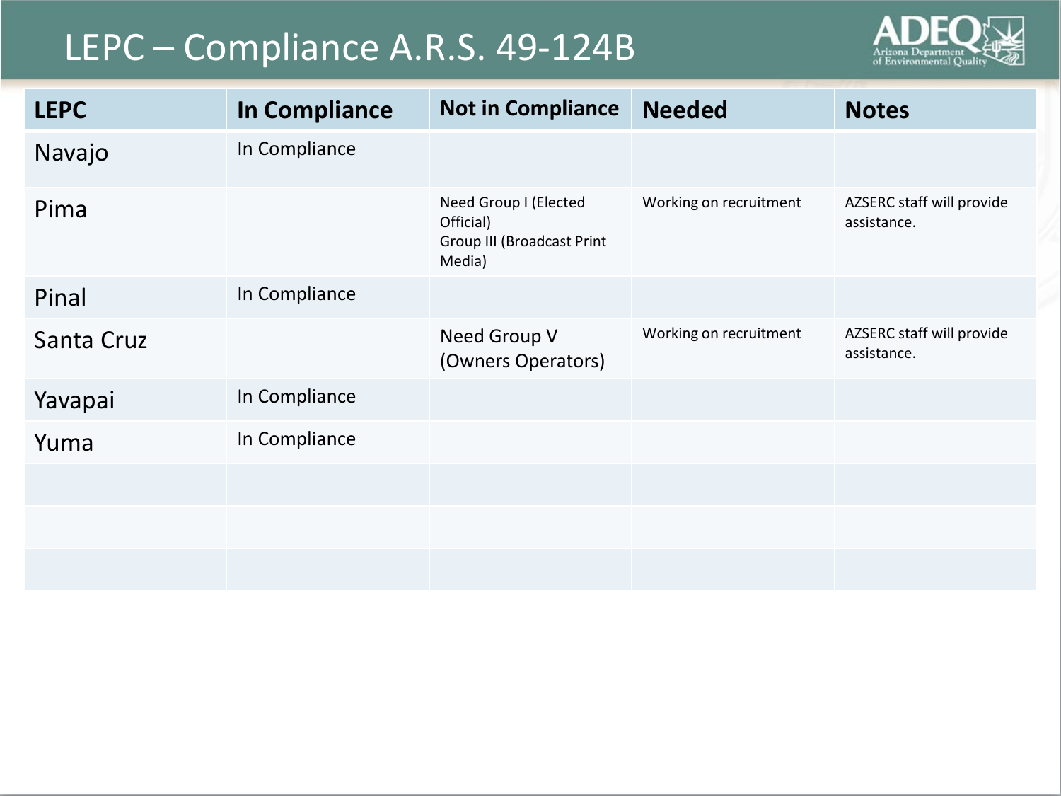# LEPC – Compliance A.R.S. 49-124B

| LEPC | In Compliance | Not in Compliance | Needed | Notes |
|---|---|---|---|---|
| Navajo | In Compliance | | | |
| Pima | | Need Group I (Elected Official)<br>Group III (Broadcast Print Media) | Working on recruitment | AZSERC staff will provide assistance. |
| Pinal | In Compliance | | | |
| Santa Cruz | | Need Group V (Owners Operators) | Working on recruitment | AZSERC staff will provide assistance. |
| Yavapai | In Compliance | | | |
| Yuma | In Compliance | | | |
| | | | | |
| | | | | |
| | | | | |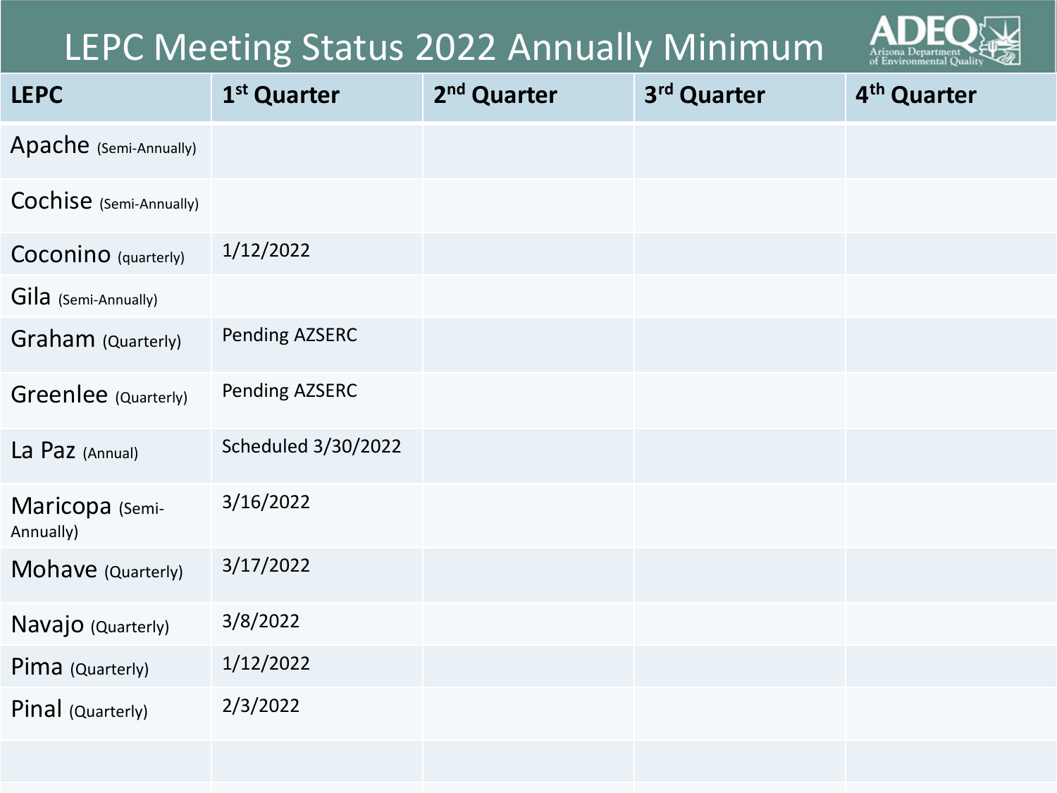# LEPC Meeting Status 2022 Annually Minimum

| LEPC | 1st Quarter | 2nd Quarter | 3rd Quarter | 4th Quarter |
|---|---|---|---|---|
| Apache (Semi-Annually) | | | | |
| Cochise (Semi-Annually) | | | | |
| Coconino (quarterly) | 1/12/2022 | | | |
| Gila (Semi-Annually) | | | | |
| Graham (Quarterly) | Pending AZSERC | | | |
| Greenlee (Quarterly) | Pending AZSERC | | | |
| La Paz (Annual) | Scheduled 3/30/2022 | | | |
| Maricopa (Semi-Annually) | 3/16/2022 | | | |
| Mohave (Quarterly) | 3/17/2022 | | | |
| Navajo (Quarterly) | 3/8/2022 | | | |
| Pima (Quarterly) | 1/12/2022 | | | |
| Pinal (Quarterly) | 2/3/2022 | | | |
| | | | | |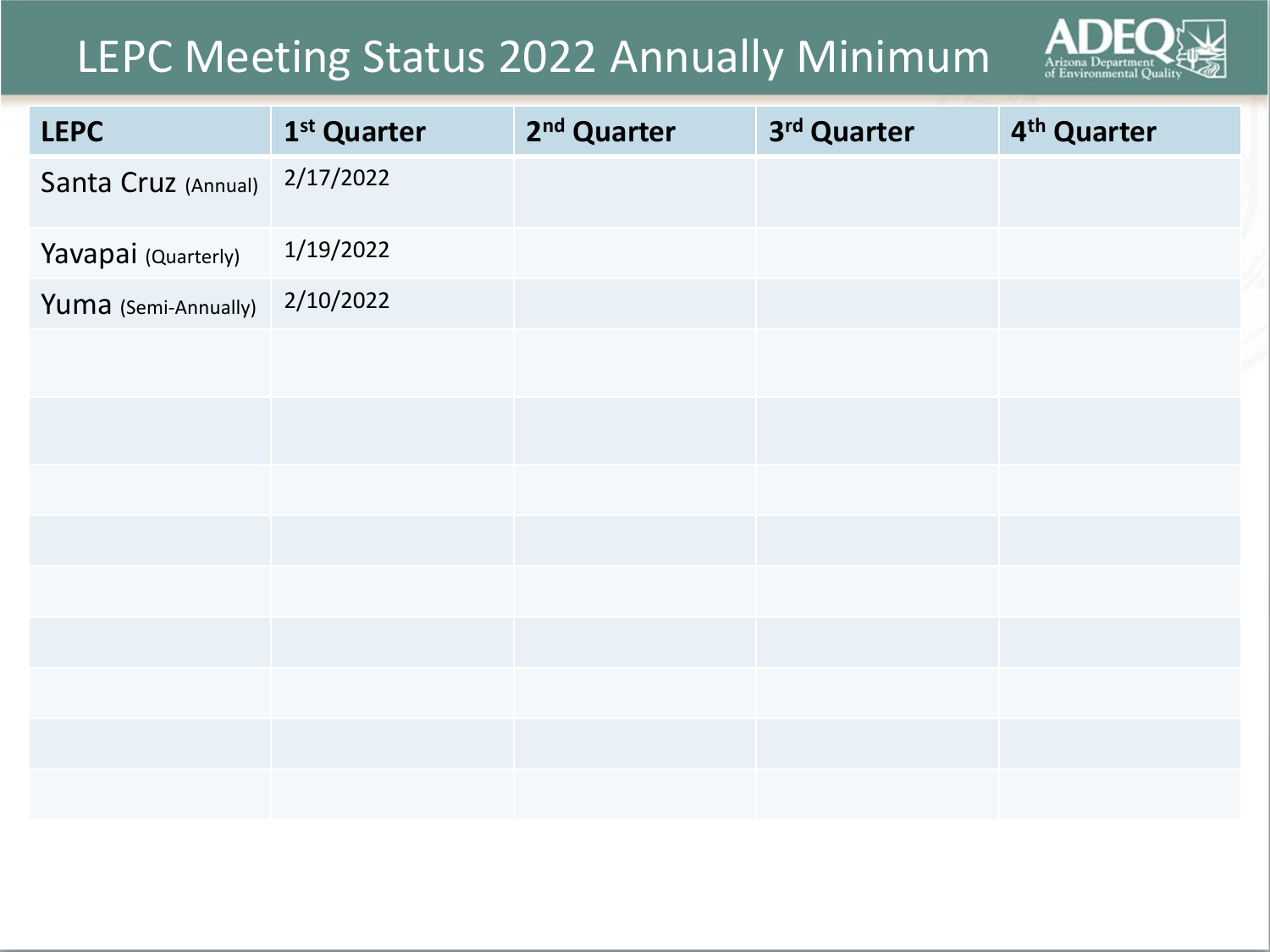# LEPC Meeting Status 2022 Annually Minimum

| LEPC | 1st Quarter | 2nd Quarter | 3rd Quarter | 4th Quarter |
|---|---|---|---|---|
| Santa Cruz (Annual) | 2/17/2022 | | | |
| Yavapai (Quarterly) | 1/19/2022 | | | |
| Yuma (Semi-Annually) | 2/10/2022 | | | |
| | | | | |
| | | | | |
| | | | | |
| | | | | |
| | | | | |
| | | | | |
| | | | | |
| | | | | |
| | | | | |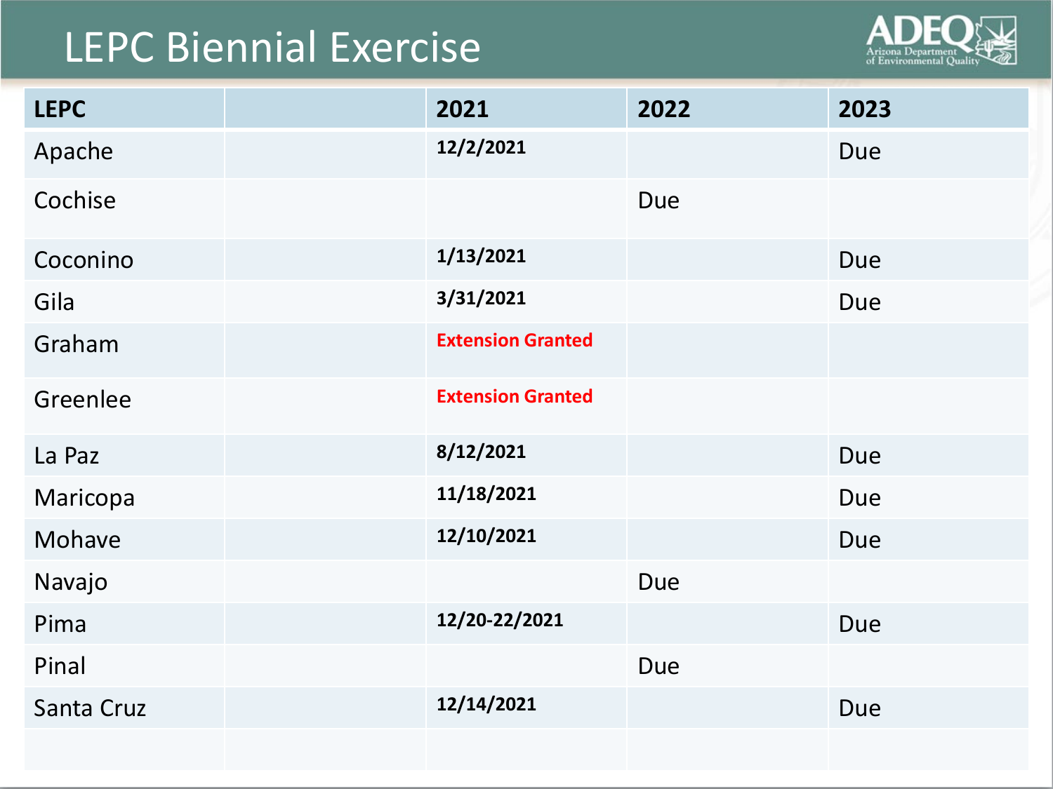# LEPC Biennial Exercise

| LEPC | | 2021 | 2022 | 2023 |
|---|---|---|---|---|
| Apache | | **12/2/2021** | | Due |
| Cochise | | | Due | |
| Coconino | | **1/13/2021** | | Due |
| Gila | | **3/31/2021** | | Due |
| Graham | | **Extension Granted** | | |
| Greenlee | | **Extension Granted** | | |
| La Paz | | **8/12/2021** | | Due |
| Maricopa | | **11/18/2021** | | Due |
| Mohave | | **12/10/2021** | | Due |
| Navajo | | | Due | |
| Pima | | **12/20-22/2021** | | Due |
| Pinal | | | Due | |
| Santa Cruz | | **12/14/2021** | | Due |
| | | | | |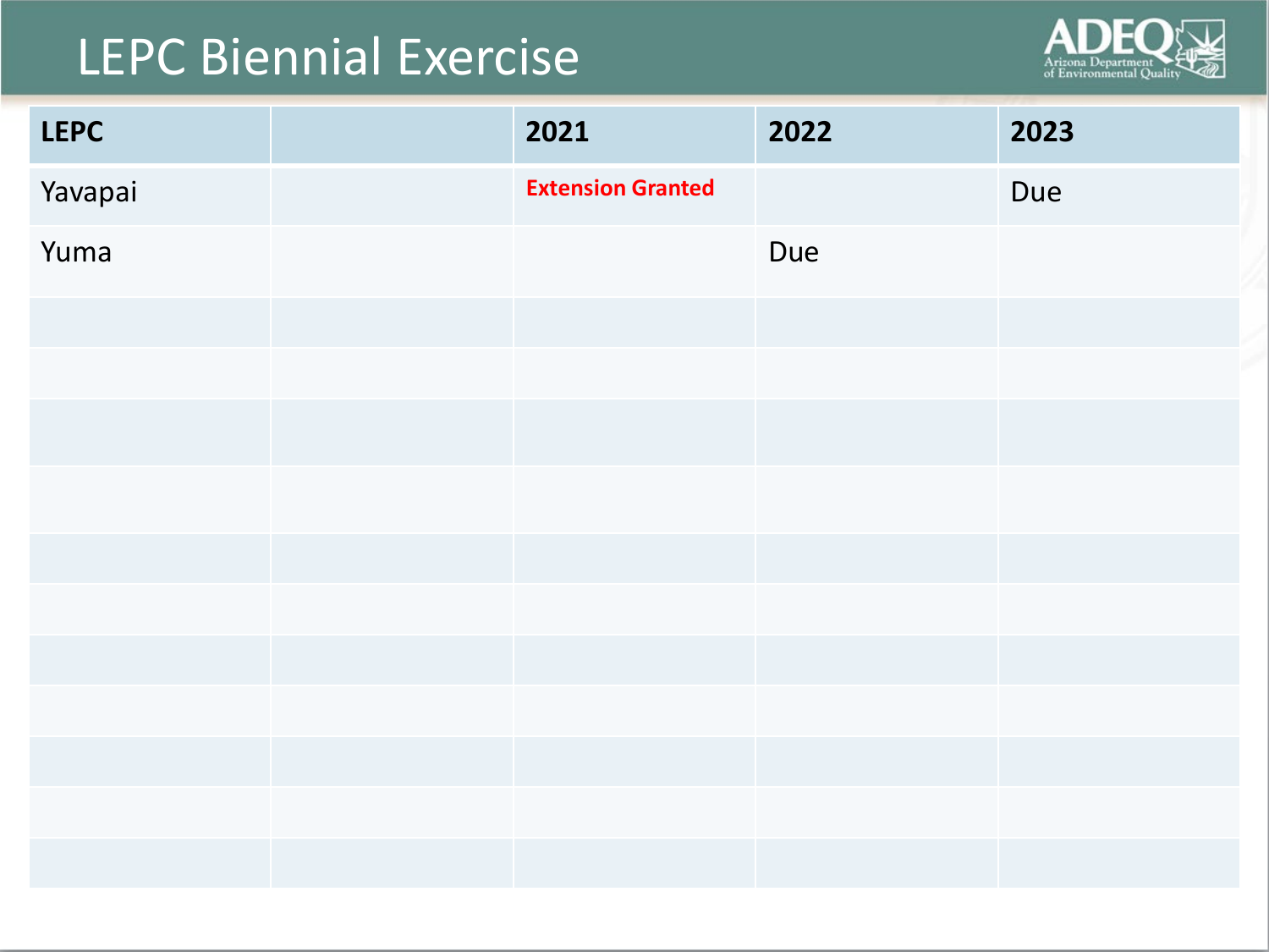# LEPC Biennial Exercise

| LEPC | | 2021 | 2022 | 2023 |
|---|---|---|---|---|
| Yavapai | | **Extension Granted** | | Due |
| Yuma | | | Due | |
| | | | | |
| | | | | |
| | | | | |
| | | | | |
| | | | | |
| | | | | |
| | | | | |
| | | | | |
| | | | | |
| | | | | |
| | | | | |